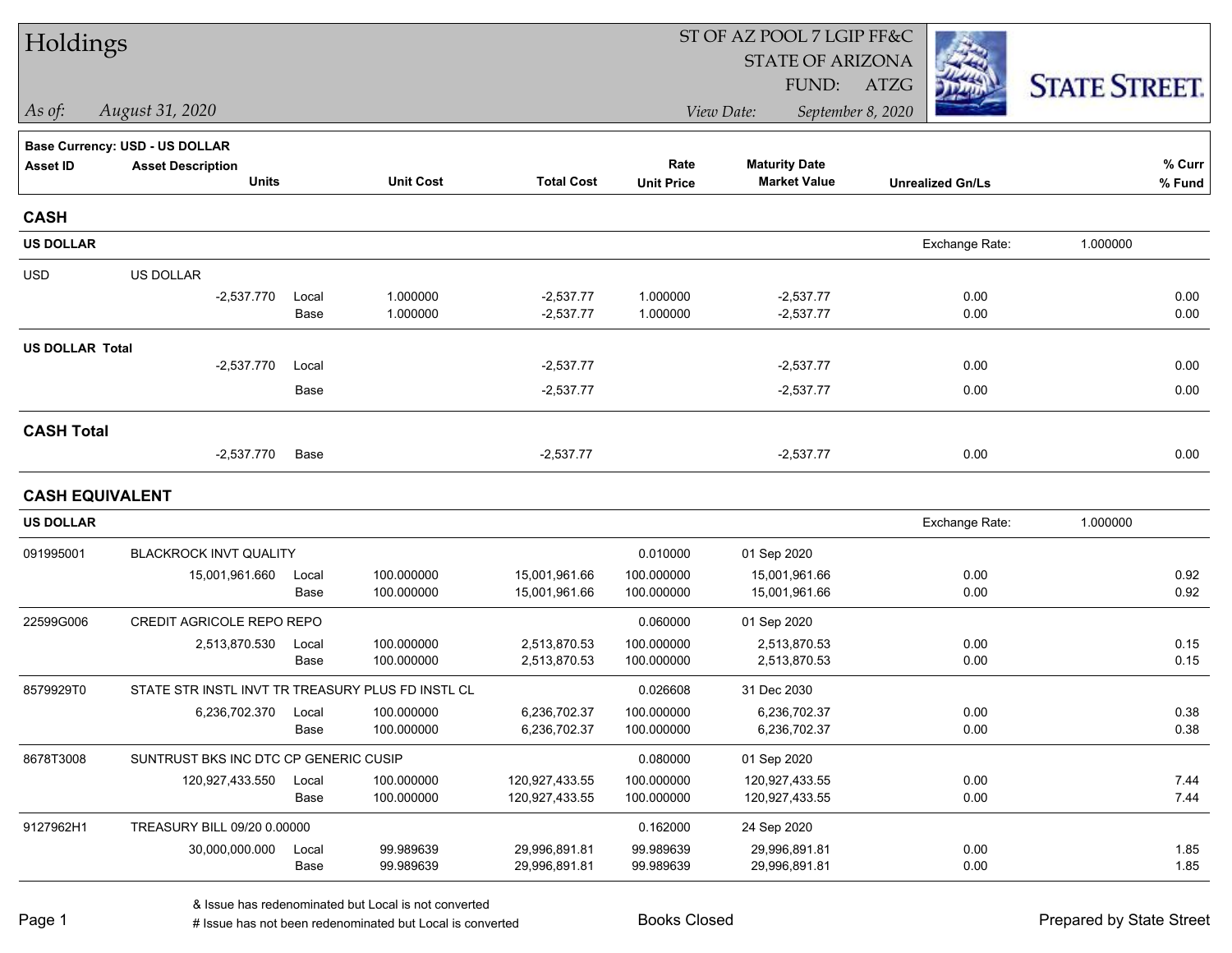# Holdings

ST OF AZ POOL 7 LGIP FF&C
STATE OF ARIZONA
FUND: ATZG

*As of:* *August 31, 2020*

*View Date:* *September 8, 2020*

STATE STREET

**Base Currency: USD - US DOLLAR**

| Asset ID | Asset Description / Units | | Unit Cost | Total Cost | Rate / Unit Price | Maturity Date / Market Value | Unrealized Gn/Ls | % Curr / % Fund |
|---|---|---|---|---|---|---|---|---|
| **CASH** | | | | | | | | |
| **US DOLLAR** | | | | | | | Exchange Rate: | 1.000000 |
| USD | US DOLLAR | | | | | | | |
| | -2,537.770 | Local | 1.000000 | -2,537.77 | 1.000000 | -2,537.77 | 0.00 | 0.00 |
| | | Base | 1.000000 | -2,537.77 | 1.000000 | -2,537.77 | 0.00 | 0.00 |
| **US DOLLAR Total** | | | | | | | | |
| | -2,537.770 | Local | | -2,537.77 | | -2,537.77 | 0.00 | 0.00 |
| | | Base | | -2,537.77 | | -2,537.77 | 0.00 | 0.00 |
| **CASH Total** | | | | | | | | |
| | -2,537.770 | Base | | -2,537.77 | | -2,537.77 | 0.00 | 0.00 |
| **CASH EQUIVALENT** | | | | | | | | |
| **US DOLLAR** | | | | | | | Exchange Rate: | 1.000000 |
| 091995001 | BLACKROCK INVT QUALITY | | | | 0.010000 | 01 Sep 2020 | | |
| | 15,001,961.660 | Local | 100.000000 | 15,001,961.66 | 100.000000 | 15,001,961.66 | 0.00 | 0.92 |
| | | Base | 100.000000 | 15,001,961.66 | 100.000000 | 15,001,961.66 | 0.00 | 0.92 |
| 22599G006 | CREDIT AGRICOLE REPO REPO | | | | 0.060000 | 01 Sep 2020 | | |
| | 2,513,870.530 | Local | 100.000000 | 2,513,870.53 | 100.000000 | 2,513,870.53 | 0.00 | 0.15 |
| | | Base | 100.000000 | 2,513,870.53 | 100.000000 | 2,513,870.53 | 0.00 | 0.15 |
| 8579929T0 | STATE STR INSTL INVT TR TREASURY PLUS FD INSTL CL | | | | 0.026608 | 31 Dec 2030 | | |
| | 6,236,702.370 | Local | 100.000000 | 6,236,702.37 | 100.000000 | 6,236,702.37 | 0.00 | 0.38 |
| | | Base | 100.000000 | 6,236,702.37 | 100.000000 | 6,236,702.37 | 0.00 | 0.38 |
| 8678T3008 | SUNTRUST BKS INC DTC CP GENERIC CUSIP | | | | 0.080000 | 01 Sep 2020 | | |
| | 120,927,433.550 | Local | 100.000000 | 120,927,433.55 | 100.000000 | 120,927,433.55 | 0.00 | 7.44 |
| | | Base | 100.000000 | 120,927,433.55 | 100.000000 | 120,927,433.55 | 0.00 | 7.44 |
| 9127962H1 | TREASURY BILL 09/20 0.00000 | | | | 0.162000 | 24 Sep 2020 | | |
| | 30,000,000.000 | Local | 99.989639 | 29,996,891.81 | 99.989639 | 29,996,891.81 | 0.00 | 1.85 |
| | | Base | 99.989639 | 29,996,891.81 | 99.989639 | 29,996,891.81 | 0.00 | 1.85 |

& Issue has redenominated but Local is not converted
# Issue has not been redenominated but Local is converted

Books Closed

Prepared by State Street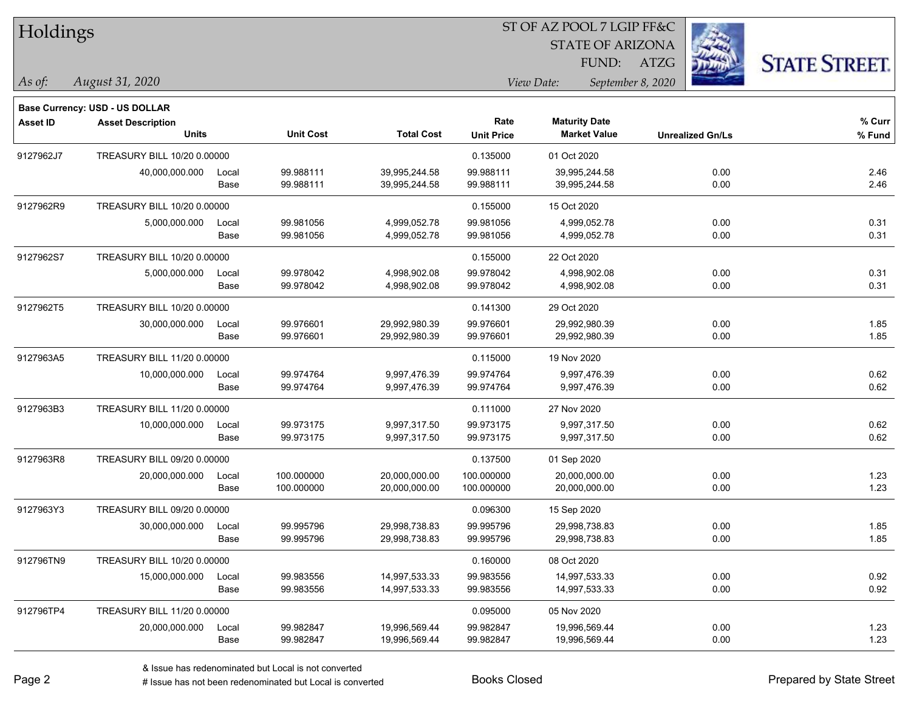# Holdings

ST OF AZ POOL 7 LGIP FF&C
STATE OF ARIZONA
FUND: ATZG

*As of: August 31, 2020*

*View Date: September 8, 2020*

**Base Currency: USD - US DOLLAR**

| Asset ID | Asset Description / Units | | Unit Cost | Total Cost | Rate / Unit Price | Maturity Date / Market Value | Unrealized Gn/Ls | % Curr / % Fund |
|---|---|---|---|---|---|---|---|---|
| 9127962J7 | TREASURY BILL 10/20 0.00000 | | | | 0.135000 | 01 Oct 2020 | | |
| | 40,000,000.000 | Local | 99.988111 | 39,995,244.58 | 99.988111 | 39,995,244.58 | 0.00 | 2.46 |
| | | Base | 99.988111 | 39,995,244.58 | 99.988111 | 39,995,244.58 | 0.00 | 2.46 |
| 9127962R9 | TREASURY BILL 10/20 0.00000 | | | | 0.155000 | 15 Oct 2020 | | |
| | 5,000,000.000 | Local | 99.981056 | 4,999,052.78 | 99.981056 | 4,999,052.78 | 0.00 | 0.31 |
| | | Base | 99.981056 | 4,999,052.78 | 99.981056 | 4,999,052.78 | 0.00 | 0.31 |
| 9127962S7 | TREASURY BILL 10/20 0.00000 | | | | 0.155000 | 22 Oct 2020 | | |
| | 5,000,000.000 | Local | 99.978042 | 4,998,902.08 | 99.978042 | 4,998,902.08 | 0.00 | 0.31 |
| | | Base | 99.978042 | 4,998,902.08 | 99.978042 | 4,998,902.08 | 0.00 | 0.31 |
| 9127962T5 | TREASURY BILL 10/20 0.00000 | | | | 0.141300 | 29 Oct 2020 | | |
| | 30,000,000.000 | Local | 99.976601 | 29,992,980.39 | 99.976601 | 29,992,980.39 | 0.00 | 1.85 |
| | | Base | 99.976601 | 29,992,980.39 | 99.976601 | 29,992,980.39 | 0.00 | 1.85 |
| 9127963A5 | TREASURY BILL 11/20 0.00000 | | | | 0.115000 | 19 Nov 2020 | | |
| | 10,000,000.000 | Local | 99.974764 | 9,997,476.39 | 99.974764 | 9,997,476.39 | 0.00 | 0.62 |
| | | Base | 99.974764 | 9,997,476.39 | 99.974764 | 9,997,476.39 | 0.00 | 0.62 |
| 9127963B3 | TREASURY BILL 11/20 0.00000 | | | | 0.111000 | 27 Nov 2020 | | |
| | 10,000,000.000 | Local | 99.973175 | 9,997,317.50 | 99.973175 | 9,997,317.50 | 0.00 | 0.62 |
| | | Base | 99.973175 | 9,997,317.50 | 99.973175 | 9,997,317.50 | 0.00 | 0.62 |
| 9127963R8 | TREASURY BILL 09/20 0.00000 | | | | 0.137500 | 01 Sep 2020 | | |
| | 20,000,000.000 | Local | 100.000000 | 20,000,000.00 | 100.000000 | 20,000,000.00 | 0.00 | 1.23 |
| | | Base | 100.000000 | 20,000,000.00 | 100.000000 | 20,000,000.00 | 0.00 | 1.23 |
| 9127963Y3 | TREASURY BILL 09/20 0.00000 | | | | 0.096300 | 15 Sep 2020 | | |
| | 30,000,000.000 | Local | 99.995796 | 29,998,738.83 | 99.995796 | 29,998,738.83 | 0.00 | 1.85 |
| | | Base | 99.995796 | 29,998,738.83 | 99.995796 | 29,998,738.83 | 0.00 | 1.85 |
| 912796TN9 | TREASURY BILL 10/20 0.00000 | | | | 0.160000 | 08 Oct 2020 | | |
| | 15,000,000.000 | Local | 99.983556 | 14,997,533.33 | 99.983556 | 14,997,533.33 | 0.00 | 0.92 |
| | | Base | 99.983556 | 14,997,533.33 | 99.983556 | 14,997,533.33 | 0.00 | 0.92 |
| 912796TP4 | TREASURY BILL 11/20 0.00000 | | | | 0.095000 | 05 Nov 2020 | | |
| | 20,000,000.000 | Local | 99.982847 | 19,996,569.44 | 99.982847 | 19,996,569.44 | 0.00 | 1.23 |
| | | Base | 99.982847 | 19,996,569.44 | 99.982847 | 19,996,569.44 | 0.00 | 1.23 |

& Issue has redenominated but Local is not converted

# Issue has not been redenominated but Local is converted

Books Closed

Prepared by State Street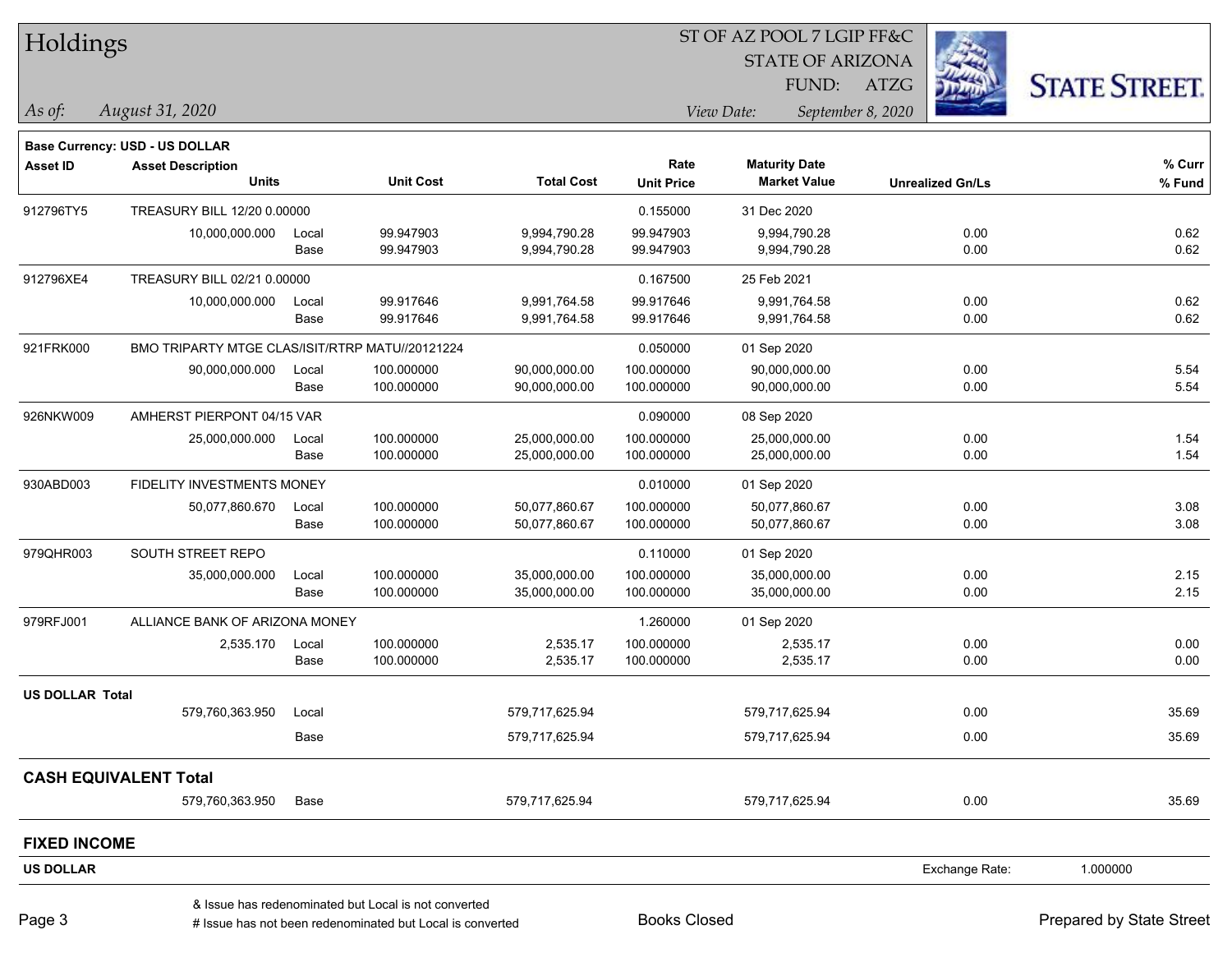# Holdings

ST OF AZ POOL 7 LGIP FF&C
STATE OF ARIZONA
FUND: ATZG

*As of:* *August 31, 2020*

*View Date:* *September 8, 2020*

**Base Currency: USD - US DOLLAR**

| Asset ID | Asset Description / Units | | Unit Cost | Total Cost | Rate / Unit Price | Maturity Date / Market Value | Unrealized Gn/Ls | % Curr / % Fund |
|---|---|---|---|---|---|---|---|---|
| 912796TY5 | TREASURY BILL 12/20 0.00000 | | | | 0.155000 | 31 Dec 2020 | | |
| | 10,000,000.000 | Local | 99.947903 | 9,994,790.28 | 99.947903 | 9,994,790.28 | 0.00 | 0.62 |
| | | Base | 99.947903 | 9,994,790.28 | 99.947903 | 9,994,790.28 | 0.00 | 0.62 |
| 912796XE4 | TREASURY BILL 02/21 0.00000 | | | | 0.167500 | 25 Feb 2021 | | |
| | 10,000,000.000 | Local | 99.917646 | 9,991,764.58 | 99.917646 | 9,991,764.58 | 0.00 | 0.62 |
| | | Base | 99.917646 | 9,991,764.58 | 99.917646 | 9,991,764.58 | 0.00 | 0.62 |
| 921FRK000 | BMO TRIPARTY MTGE CLAS/ISIT/RTRP MATU//20121224 | | | | 0.050000 | 01 Sep 2020 | | |
| | 90,000,000.000 | Local | 100.000000 | 90,000,000.00 | 100.000000 | 90,000,000.00 | 0.00 | 5.54 |
| | | Base | 100.000000 | 90,000,000.00 | 100.000000 | 90,000,000.00 | 0.00 | 5.54 |
| 926NKW009 | AMHERST PIERPONT 04/15 VAR | | | | 0.090000 | 08 Sep 2020 | | |
| | 25,000,000.000 | Local | 100.000000 | 25,000,000.00 | 100.000000 | 25,000,000.00 | 0.00 | 1.54 |
| | | Base | 100.000000 | 25,000,000.00 | 100.000000 | 25,000,000.00 | 0.00 | 1.54 |
| 930ABD003 | FIDELITY INVESTMENTS MONEY | | | | 0.010000 | 01 Sep 2020 | | |
| | 50,077,860.670 | Local | 100.000000 | 50,077,860.67 | 100.000000 | 50,077,860.67 | 0.00 | 3.08 |
| | | Base | 100.000000 | 50,077,860.67 | 100.000000 | 50,077,860.67 | 0.00 | 3.08 |
| 979QHR003 | SOUTH STREET REPO | | | | 0.110000 | 01 Sep 2020 | | |
| | 35,000,000.000 | Local | 100.000000 | 35,000,000.00 | 100.000000 | 35,000,000.00 | 0.00 | 2.15 |
| | | Base | 100.000000 | 35,000,000.00 | 100.000000 | 35,000,000.00 | 0.00 | 2.15 |
| 979RFJ001 | ALLIANCE BANK OF ARIZONA MONEY | | | | 1.260000 | 01 Sep 2020 | | |
| | 2,535.170 | Local | 100.000000 | 2,535.17 | 100.000000 | 2,535.17 | 0.00 | 0.00 |
| | | Base | 100.000000 | 2,535.17 | 100.000000 | 2,535.17 | 0.00 | 0.00 |
| **US DOLLAR Total** | | | | | | | | |
| | 579,760,363.950 | Local | | 579,717,625.94 | | 579,717,625.94 | 0.00 | 35.69 |
| | | Base | | 579,717,625.94 | | 579,717,625.94 | 0.00 | 35.69 |
| **CASH EQUIVALENT Total** | | | | | | | | |
| | 579,760,363.950 | Base | | 579,717,625.94 | | 579,717,625.94 | 0.00 | 35.69 |

## FIXED INCOME

**US DOLLAR** — Exchange Rate: 1.000000

& Issue has redenominated but Local is not converted
# Issue has not been redenominated but Local is converted

Books Closed

Prepared by State Street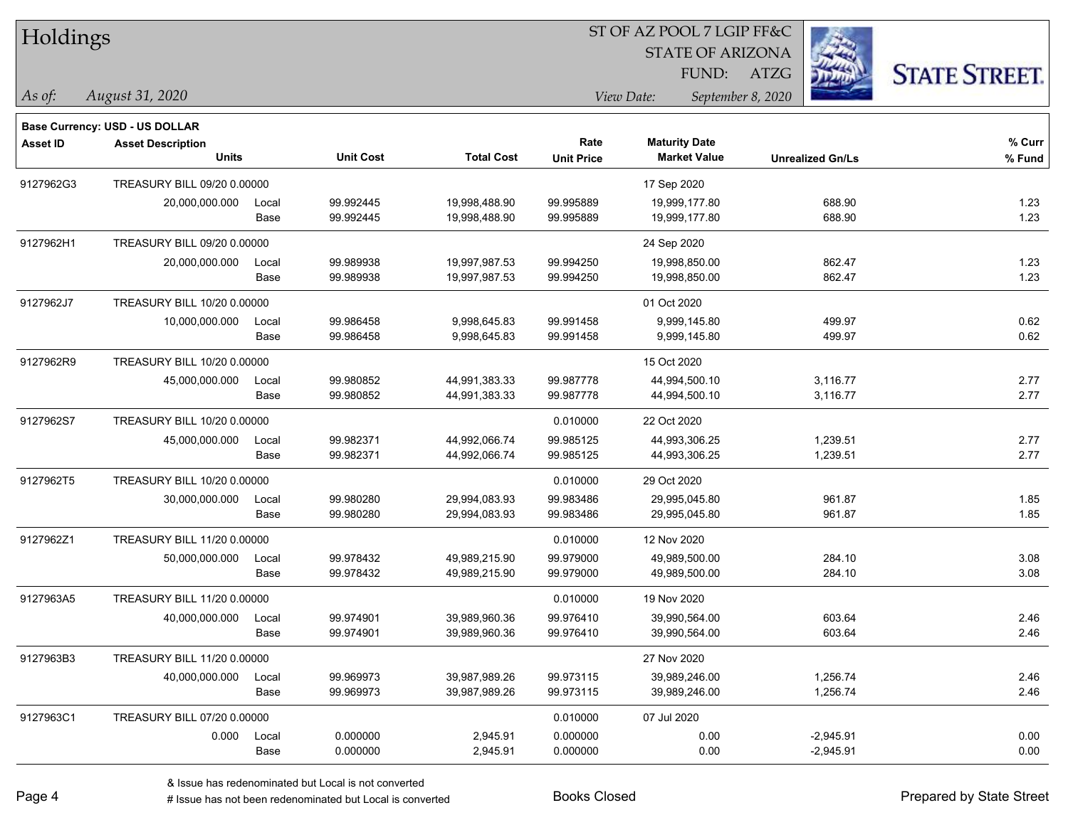# Holdings

ST OF AZ POOL 7 LGIP FF&C
STATE OF ARIZONA
FUND: ATZG

*As of: August 31, 2020*

*View Date: September 8, 2020*

STATE STREET.

**Base Currency: USD - US DOLLAR**

| Asset ID | Asset Description / Units | | Unit Cost | Total Cost | Rate / Unit Price | Maturity Date / Market Value | Unrealized Gn/Ls | % Curr / % Fund |
|---|---|---|---|---|---|---|---|---|
| 9127962G3 | TREASURY BILL 09/20 0.00000 | | | | | 17 Sep 2020 | | |
| | 20,000,000.000 | Local | 99.992445 | 19,998,488.90 | 99.995889 | 19,999,177.80 | 688.90 | 1.23 |
| | | Base | 99.992445 | 19,998,488.90 | 99.995889 | 19,999,177.80 | 688.90 | 1.23 |
| 9127962H1 | TREASURY BILL 09/20 0.00000 | | | | | 24 Sep 2020 | | |
| | 20,000,000.000 | Local | 99.989938 | 19,997,987.53 | 99.994250 | 19,998,850.00 | 862.47 | 1.23 |
| | | Base | 99.989938 | 19,997,987.53 | 99.994250 | 19,998,850.00 | 862.47 | 1.23 |
| 9127962J7 | TREASURY BILL 10/20 0.00000 | | | | | 01 Oct 2020 | | |
| | 10,000,000.000 | Local | 99.986458 | 9,998,645.83 | 99.991458 | 9,999,145.80 | 499.97 | 0.62 |
| | | Base | 99.986458 | 9,998,645.83 | 99.991458 | 9,999,145.80 | 499.97 | 0.62 |
| 9127962R9 | TREASURY BILL 10/20 0.00000 | | | | | 15 Oct 2020 | | |
| | 45,000,000.000 | Local | 99.980852 | 44,991,383.33 | 99.987778 | 44,994,500.10 | 3,116.77 | 2.77 |
| | | Base | 99.980852 | 44,991,383.33 | 99.987778 | 44,994,500.10 | 3,116.77 | 2.77 |
| 9127962S7 | TREASURY BILL 10/20 0.00000 | | | | 0.010000 | 22 Oct 2020 | | |
| | 45,000,000.000 | Local | 99.982371 | 44,992,066.74 | 99.985125 | 44,993,306.25 | 1,239.51 | 2.77 |
| | | Base | 99.982371 | 44,992,066.74 | 99.985125 | 44,993,306.25 | 1,239.51 | 2.77 |
| 9127962T5 | TREASURY BILL 10/20 0.00000 | | | | 0.010000 | 29 Oct 2020 | | |
| | 30,000,000.000 | Local | 99.980280 | 29,994,083.93 | 99.983486 | 29,995,045.80 | 961.87 | 1.85 |
| | | Base | 99.980280 | 29,994,083.93 | 99.983486 | 29,995,045.80 | 961.87 | 1.85 |
| 9127962Z1 | TREASURY BILL 11/20 0.00000 | | | | 0.010000 | 12 Nov 2020 | | |
| | 50,000,000.000 | Local | 99.978432 | 49,989,215.90 | 99.979000 | 49,989,500.00 | 284.10 | 3.08 |
| | | Base | 99.978432 | 49,989,215.90 | 99.979000 | 49,989,500.00 | 284.10 | 3.08 |
| 9127963A5 | TREASURY BILL 11/20 0.00000 | | | | 0.010000 | 19 Nov 2020 | | |
| | 40,000,000.000 | Local | 99.974901 | 39,989,960.36 | 99.976410 | 39,990,564.00 | 603.64 | 2.46 |
| | | Base | 99.974901 | 39,989,960.36 | 99.976410 | 39,990,564.00 | 603.64 | 2.46 |
| 9127963B3 | TREASURY BILL 11/20 0.00000 | | | | | 27 Nov 2020 | | |
| | 40,000,000.000 | Local | 99.969973 | 39,987,989.26 | 99.973115 | 39,989,246.00 | 1,256.74 | 2.46 |
| | | Base | 99.969973 | 39,987,989.26 | 99.973115 | 39,989,246.00 | 1,256.74 | 2.46 |
| 9127963C1 | TREASURY BILL 07/20 0.00000 | | | | 0.010000 | 07 Jul 2020 | | |
| | 0.000 | Local | 0.000000 | 2,945.91 | 0.000000 | 0.00 | -2,945.91 | 0.00 |
| | | Base | 0.000000 | 2,945.91 | 0.000000 | 0.00 | -2,945.91 | 0.00 |

& Issue has redenominated but Local is not converted
# Issue has not been redenominated but Local is converted

Books Closed

Prepared by State Street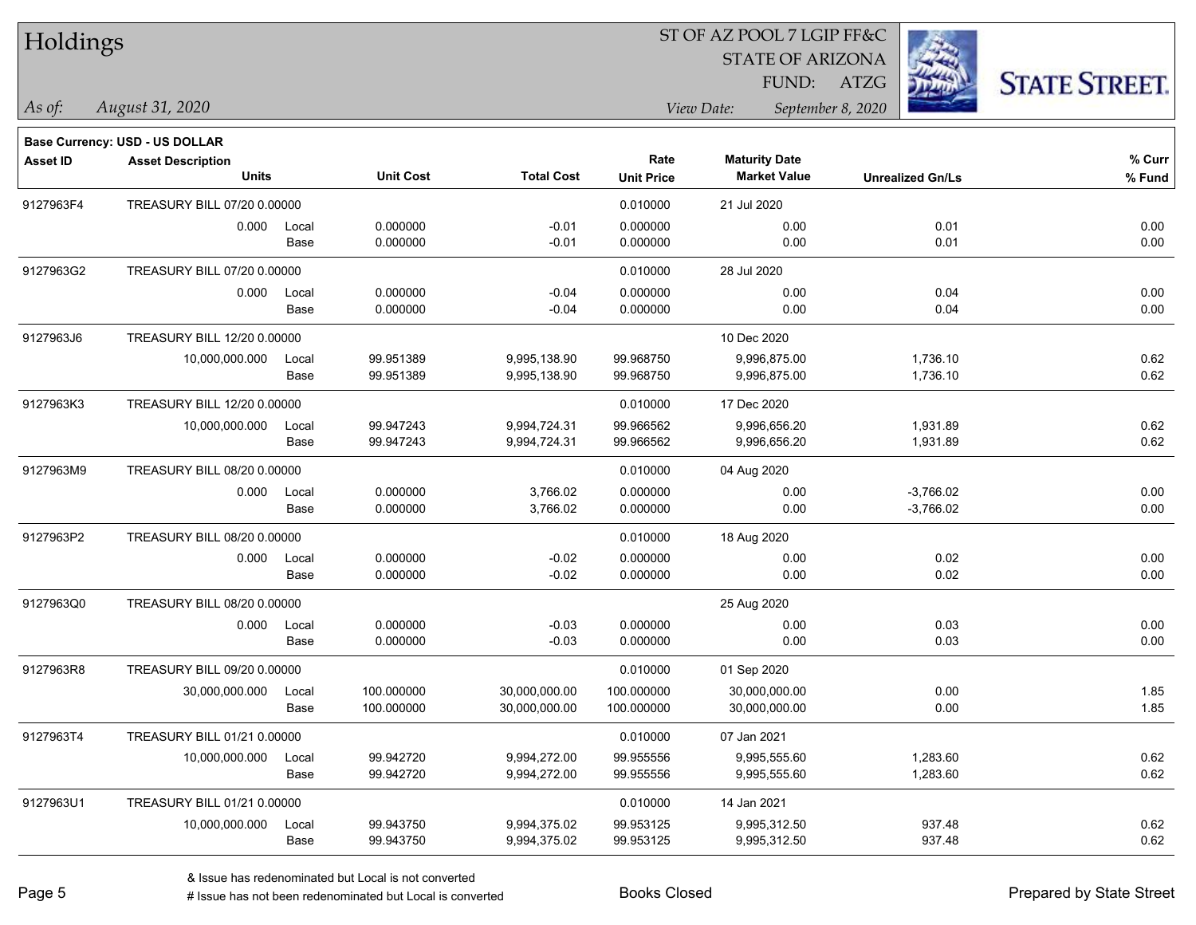# Holdings

ST OF AZ POOL 7 LGIP FF&C
STATE OF ARIZONA
FUND: ATZG

*As of: August 31, 2020*

*View Date: September 8, 2020*

**Base Currency: USD - US DOLLAR**

| Asset ID | Asset Description / Units | | Unit Cost | Total Cost | Rate / Unit Price | Maturity Date / Market Value | Unrealized Gn/Ls | % Curr / % Fund |
|---|---|---|---|---|---|---|---|---|
| 9127963F4 | TREASURY BILL 07/20 0.00000 | | | | 0.010000 | 21 Jul 2020 | | |
| | 0.000 | Local | 0.000000 | -0.01 | 0.000000 | 0.00 | 0.01 | 0.00 |
| | | Base | 0.000000 | -0.01 | 0.000000 | 0.00 | 0.01 | 0.00 |
| 9127963G2 | TREASURY BILL 07/20 0.00000 | | | | 0.010000 | 28 Jul 2020 | | |
| | 0.000 | Local | 0.000000 | -0.04 | 0.000000 | 0.00 | 0.04 | 0.00 |
| | | Base | 0.000000 | -0.04 | 0.000000 | 0.00 | 0.04 | 0.00 |
| 9127963J6 | TREASURY BILL 12/20 0.00000 | | | | | 10 Dec 2020 | | |
| | 10,000,000.000 | Local | 99.951389 | 9,995,138.90 | 99.968750 | 9,996,875.00 | 1,736.10 | 0.62 |
| | | Base | 99.951389 | 9,995,138.90 | 99.968750 | 9,996,875.00 | 1,736.10 | 0.62 |
| 9127963K3 | TREASURY BILL 12/20 0.00000 | | | | 0.010000 | 17 Dec 2020 | | |
| | 10,000,000.000 | Local | 99.947243 | 9,994,724.31 | 99.966562 | 9,996,656.20 | 1,931.89 | 0.62 |
| | | Base | 99.947243 | 9,994,724.31 | 99.966562 | 9,996,656.20 | 1,931.89 | 0.62 |
| 9127963M9 | TREASURY BILL 08/20 0.00000 | | | | 0.010000 | 04 Aug 2020 | | |
| | 0.000 | Local | 0.000000 | 3,766.02 | 0.000000 | 0.00 | -3,766.02 | 0.00 |
| | | Base | 0.000000 | 3,766.02 | 0.000000 | 0.00 | -3,766.02 | 0.00 |
| 9127963P2 | TREASURY BILL 08/20 0.00000 | | | | 0.010000 | 18 Aug 2020 | | |
| | 0.000 | Local | 0.000000 | -0.02 | 0.000000 | 0.00 | 0.02 | 0.00 |
| | | Base | 0.000000 | -0.02 | 0.000000 | 0.00 | 0.02 | 0.00 |
| 9127963Q0 | TREASURY BILL 08/20 0.00000 | | | | | 25 Aug 2020 | | |
| | 0.000 | Local | 0.000000 | -0.03 | 0.000000 | 0.00 | 0.03 | 0.00 |
| | | Base | 0.000000 | -0.03 | 0.000000 | 0.00 | 0.03 | 0.00 |
| 9127963R8 | TREASURY BILL 09/20 0.00000 | | | | 0.010000 | 01 Sep 2020 | | |
| | 30,000,000.000 | Local | 100.000000 | 30,000,000.00 | 100.000000 | 30,000,000.00 | 0.00 | 1.85 |
| | | Base | 100.000000 | 30,000,000.00 | 100.000000 | 30,000,000.00 | 0.00 | 1.85 |
| 9127963T4 | TREASURY BILL 01/21 0.00000 | | | | 0.010000 | 07 Jan 2021 | | |
| | 10,000,000.000 | Local | 99.942720 | 9,994,272.00 | 99.955556 | 9,995,555.60 | 1,283.60 | 0.62 |
| | | Base | 99.942720 | 9,994,272.00 | 99.955556 | 9,995,555.60 | 1,283.60 | 0.62 |
| 9127963U1 | TREASURY BILL 01/21 0.00000 | | | | 0.010000 | 14 Jan 2021 | | |
| | 10,000,000.000 | Local | 99.943750 | 9,994,375.02 | 99.953125 | 9,995,312.50 | 937.48 | 0.62 |
| | | Base | 99.943750 | 9,994,375.02 | 99.953125 | 9,995,312.50 | 937.48 | 0.62 |

& Issue has redenominated but Local is not converted

# Issue has not been redenominated but Local is converted

Books Closed

Prepared by State Street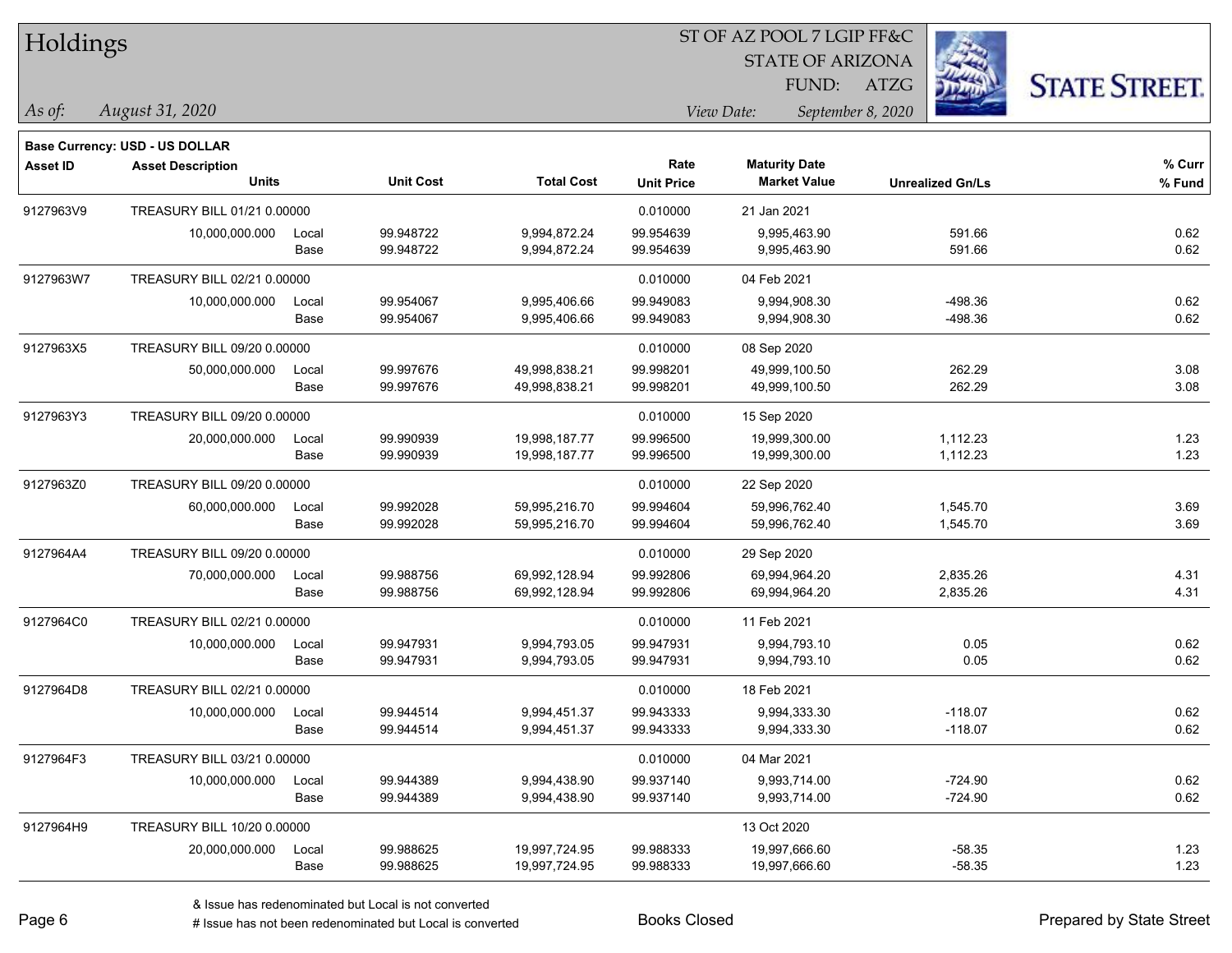# Holdings

ST OF AZ POOL 7 LGIP FF&C
STATE OF ARIZONA
FUND: ATZG

*As of:* *August 31, 2020*

*View Date:* *September 8, 2020*

**Base Currency: USD - US DOLLAR**

| Asset ID | Asset Description / Units | | Unit Cost | Total Cost | Rate / Unit Price | Maturity Date / Market Value | Unrealized Gn/Ls | % Curr / % Fund |
|---|---|---|---|---|---|---|---|---|
| 9127963V9 | TREASURY BILL 01/21 0.00000 | | | | 0.010000 | 21 Jan 2021 | | |
| | 10,000,000.000 | Local | 99.948722 | 9,994,872.24 | 99.954639 | 9,995,463.90 | 591.66 | 0.62 |
| | | Base | 99.948722 | 9,994,872.24 | 99.954639 | 9,995,463.90 | 591.66 | 0.62 |
| 9127963W7 | TREASURY BILL 02/21 0.00000 | | | | 0.010000 | 04 Feb 2021 | | |
| | 10,000,000.000 | Local | 99.954067 | 9,995,406.66 | 99.949083 | 9,994,908.30 | -498.36 | 0.62 |
| | | Base | 99.954067 | 9,995,406.66 | 99.949083 | 9,994,908.30 | -498.36 | 0.62 |
| 9127963X5 | TREASURY BILL 09/20 0.00000 | | | | 0.010000 | 08 Sep 2020 | | |
| | 50,000,000.000 | Local | 99.997676 | 49,998,838.21 | 99.998201 | 49,999,100.50 | 262.29 | 3.08 |
| | | Base | 99.997676 | 49,998,838.21 | 99.998201 | 49,999,100.50 | 262.29 | 3.08 |
| 9127963Y3 | TREASURY BILL 09/20 0.00000 | | | | 0.010000 | 15 Sep 2020 | | |
| | 20,000,000.000 | Local | 99.990939 | 19,998,187.77 | 99.996500 | 19,999,300.00 | 1,112.23 | 1.23 |
| | | Base | 99.990939 | 19,998,187.77 | 99.996500 | 19,999,300.00 | 1,112.23 | 1.23 |
| 9127963Z0 | TREASURY BILL 09/20 0.00000 | | | | 0.010000 | 22 Sep 2020 | | |
| | 60,000,000.000 | Local | 99.992028 | 59,995,216.70 | 99.994604 | 59,996,762.40 | 1,545.70 | 3.69 |
| | | Base | 99.992028 | 59,995,216.70 | 99.994604 | 59,996,762.40 | 1,545.70 | 3.69 |
| 9127964A4 | TREASURY BILL 09/20 0.00000 | | | | 0.010000 | 29 Sep 2020 | | |
| | 70,000,000.000 | Local | 99.988756 | 69,992,128.94 | 99.992806 | 69,994,964.20 | 2,835.26 | 4.31 |
| | | Base | 99.988756 | 69,992,128.94 | 99.992806 | 69,994,964.20 | 2,835.26 | 4.31 |
| 9127964C0 | TREASURY BILL 02/21 0.00000 | | | | 0.010000 | 11 Feb 2021 | | |
| | 10,000,000.000 | Local | 99.947931 | 9,994,793.05 | 99.947931 | 9,994,793.10 | 0.05 | 0.62 |
| | | Base | 99.947931 | 9,994,793.05 | 99.947931 | 9,994,793.10 | 0.05 | 0.62 |
| 9127964D8 | TREASURY BILL 02/21 0.00000 | | | | 0.010000 | 18 Feb 2021 | | |
| | 10,000,000.000 | Local | 99.944514 | 9,994,451.37 | 99.943333 | 9,994,333.30 | -118.07 | 0.62 |
| | | Base | 99.944514 | 9,994,451.37 | 99.943333 | 9,994,333.30 | -118.07 | 0.62 |
| 9127964F3 | TREASURY BILL 03/21 0.00000 | | | | 0.010000 | 04 Mar 2021 | | |
| | 10,000,000.000 | Local | 99.944389 | 9,994,438.90 | 99.937140 | 9,993,714.00 | -724.90 | 0.62 |
| | | Base | 99.944389 | 9,994,438.90 | 99.937140 | 9,993,714.00 | -724.90 | 0.62 |
| 9127964H9 | TREASURY BILL 10/20 0.00000 | | | | | 13 Oct 2020 | | |
| | 20,000,000.000 | Local | 99.988625 | 19,997,724.95 | 99.988333 | 19,997,666.60 | -58.35 | 1.23 |
| | | Base | 99.988625 | 19,997,724.95 | 99.988333 | 19,997,666.60 | -58.35 | 1.23 |

& Issue has redenominated but Local is not converted
# Issue has not been redenominated but Local is converted

Books Closed

Prepared by State Street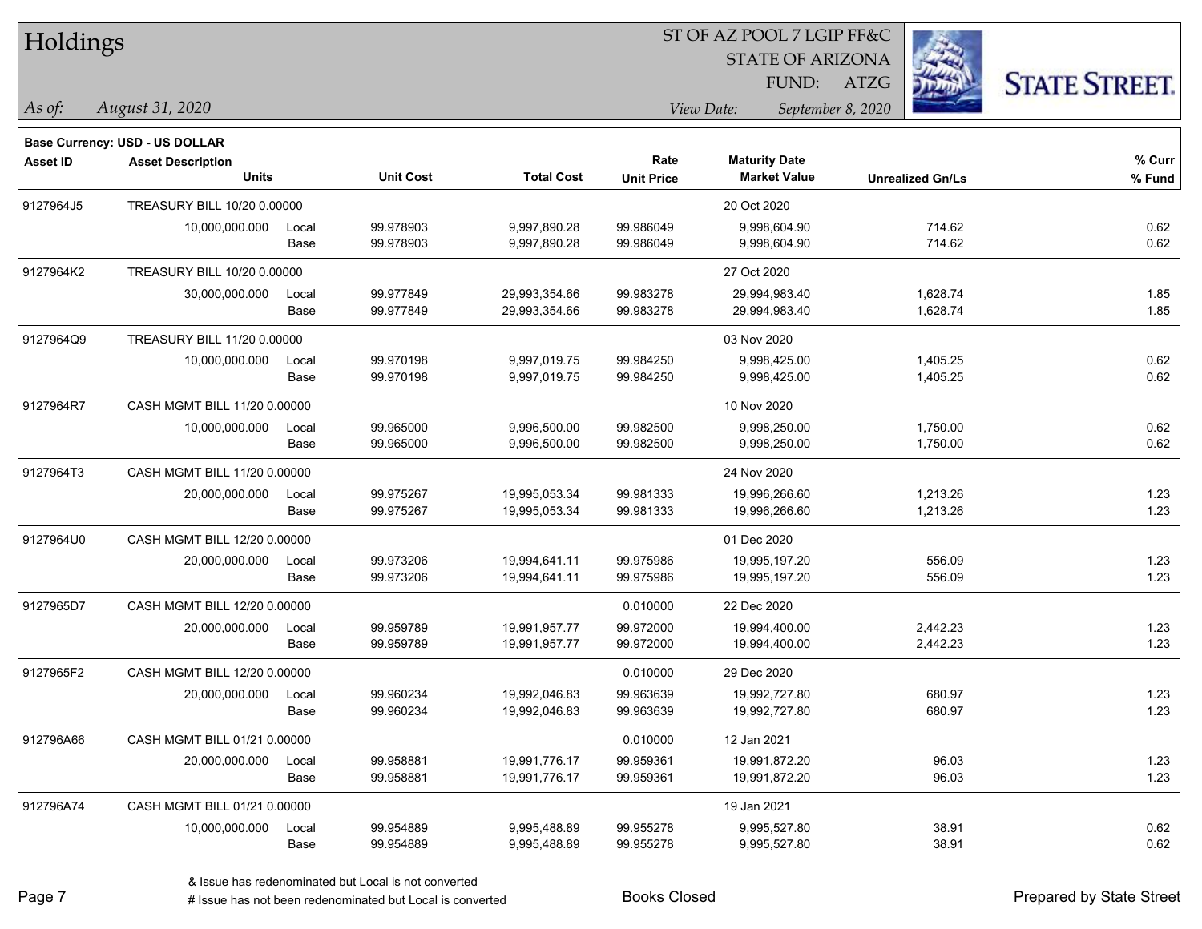# Holdings

ST OF AZ POOL 7 LGIP FF&C
STATE OF ARIZONA
FUND: ATZG

*As of: August 31, 2020*

*View Date: September 8, 2020*

**Base Currency: USD - US DOLLAR**

| Asset ID | Asset Description / Units | | Unit Cost | Total Cost | Rate / Unit Price | Maturity Date / Market Value | Unrealized Gn/Ls | % Curr / % Fund |
|---|---|---|---|---|---|---|---|---|
| 9127964J5 | TREASURY BILL 10/20 0.00000 | | | | | 20 Oct 2020 | | |
| | 10,000,000.000 | Local | 99.978903 | 9,997,890.28 | 99.986049 | 9,998,604.90 | 714.62 | 0.62 |
| | | Base | 99.978903 | 9,997,890.28 | 99.986049 | 9,998,604.90 | 714.62 | 0.62 |
| 9127964K2 | TREASURY BILL 10/20 0.00000 | | | | | 27 Oct 2020 | | |
| | 30,000,000.000 | Local | 99.977849 | 29,993,354.66 | 99.983278 | 29,994,983.40 | 1,628.74 | 1.85 |
| | | Base | 99.977849 | 29,993,354.66 | 99.983278 | 29,994,983.40 | 1,628.74 | 1.85 |
| 9127964Q9 | TREASURY BILL 11/20 0.00000 | | | | | 03 Nov 2020 | | |
| | 10,000,000.000 | Local | 99.970198 | 9,997,019.75 | 99.984250 | 9,998,425.00 | 1,405.25 | 0.62 |
| | | Base | 99.970198 | 9,997,019.75 | 99.984250 | 9,998,425.00 | 1,405.25 | 0.62 |
| 9127964R7 | CASH MGMT BILL 11/20 0.00000 | | | | | 10 Nov 2020 | | |
| | 10,000,000.000 | Local | 99.965000 | 9,996,500.00 | 99.982500 | 9,998,250.00 | 1,750.00 | 0.62 |
| | | Base | 99.965000 | 9,996,500.00 | 99.982500 | 9,998,250.00 | 1,750.00 | 0.62 |
| 9127964T3 | CASH MGMT BILL 11/20 0.00000 | | | | | 24 Nov 2020 | | |
| | 20,000,000.000 | Local | 99.975267 | 19,995,053.34 | 99.981333 | 19,996,266.60 | 1,213.26 | 1.23 |
| | | Base | 99.975267 | 19,995,053.34 | 99.981333 | 19,996,266.60 | 1,213.26 | 1.23 |
| 9127964U0 | CASH MGMT BILL 12/20 0.00000 | | | | | 01 Dec 2020 | | |
| | 20,000,000.000 | Local | 99.973206 | 19,994,641.11 | 99.975986 | 19,995,197.20 | 556.09 | 1.23 |
| | | Base | 99.973206 | 19,994,641.11 | 99.975986 | 19,995,197.20 | 556.09 | 1.23 |
| 9127965D7 | CASH MGMT BILL 12/20 0.00000 | | | | 0.010000 | 22 Dec 2020 | | |
| | 20,000,000.000 | Local | 99.959789 | 19,991,957.77 | 99.972000 | 19,994,400.00 | 2,442.23 | 1.23 |
| | | Base | 99.959789 | 19,991,957.77 | 99.972000 | 19,994,400.00 | 2,442.23 | 1.23 |
| 9127965F2 | CASH MGMT BILL 12/20 0.00000 | | | | 0.010000 | 29 Dec 2020 | | |
| | 20,000,000.000 | Local | 99.960234 | 19,992,046.83 | 99.963639 | 19,992,727.80 | 680.97 | 1.23 |
| | | Base | 99.960234 | 19,992,046.83 | 99.963639 | 19,992,727.80 | 680.97 | 1.23 |
| 912796A66 | CASH MGMT BILL 01/21 0.00000 | | | | 0.010000 | 12 Jan 2021 | | |
| | 20,000,000.000 | Local | 99.958881 | 19,991,776.17 | 99.959361 | 19,991,872.20 | 96.03 | 1.23 |
| | | Base | 99.958881 | 19,991,776.17 | 99.959361 | 19,991,872.20 | 96.03 | 1.23 |
| 912796A74 | CASH MGMT BILL 01/21 0.00000 | | | | | 19 Jan 2021 | | |
| | 10,000,000.000 | Local | 99.954889 | 9,995,488.89 | 99.955278 | 9,995,527.80 | 38.91 | 0.62 |
| | | Base | 99.954889 | 9,995,488.89 | 99.955278 | 9,995,527.80 | 38.91 | 0.62 |

& Issue has redenominated but Local is not converted

# Issue has not been redenominated but Local is converted

Books Closed

Prepared by State Street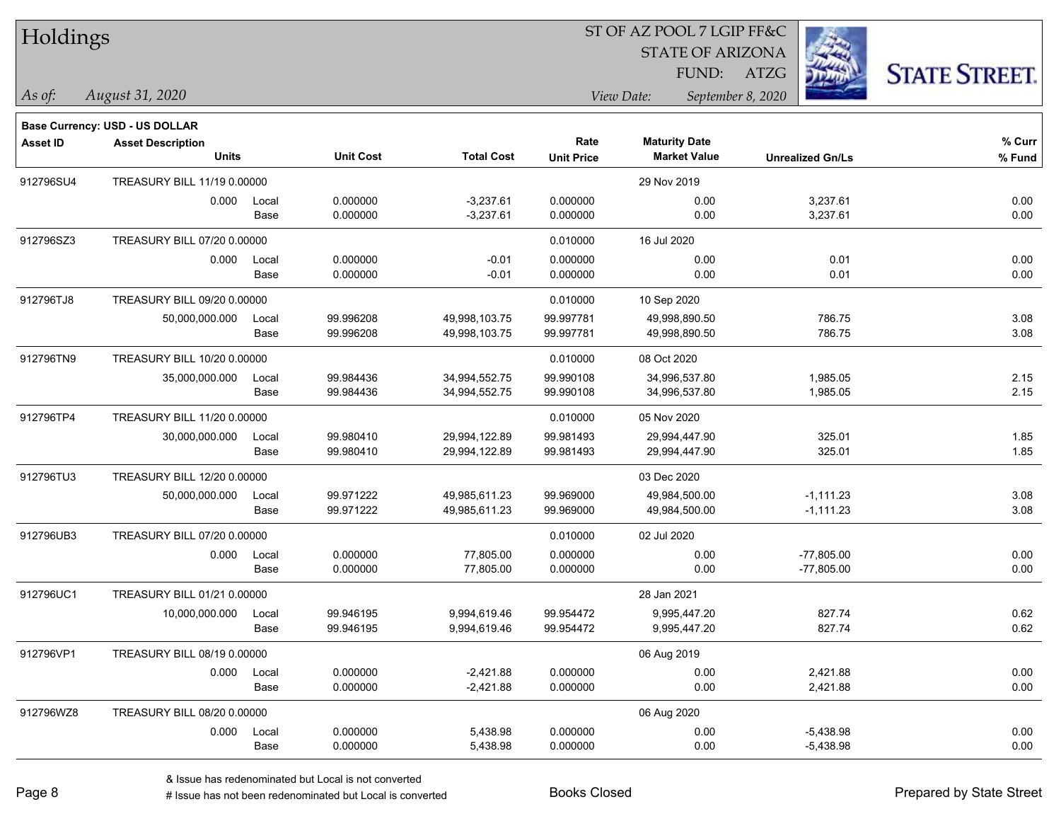# Holdings

ST OF AZ POOL 7 LGIP FF&C
STATE OF ARIZONA
FUND: ATZG

*As of: August 31, 2020*

*View Date: September 8, 2020*

**Base Currency: USD - US DOLLAR**

| Asset ID | Asset Description / Units | | Unit Cost | Total Cost | Rate / Unit Price | Maturity Date / Market Value | Unrealized Gn/Ls | % Curr / % Fund |
|---|---|---|---|---|---|---|---|---|
| 912796SU4 | TREASURY BILL 11/19 0.00000 | | | | | 29 Nov 2019 | | |
| | 0.000 | Local | 0.000000 | -3,237.61 | 0.000000 | 0.00 | 3,237.61 | 0.00 |
| | | Base | 0.000000 | -3,237.61 | 0.000000 | 0.00 | 3,237.61 | 0.00 |
| 912796SZ3 | TREASURY BILL 07/20 0.00000 | | | | 0.010000 | 16 Jul 2020 | | |
| | 0.000 | Local | 0.000000 | -0.01 | 0.000000 | 0.00 | 0.01 | 0.00 |
| | | Base | 0.000000 | -0.01 | 0.000000 | 0.00 | 0.01 | 0.00 |
| 912796TJ8 | TREASURY BILL 09/20 0.00000 | | | | 0.010000 | 10 Sep 2020 | | |
| | 50,000,000.000 | Local | 99.996208 | 49,998,103.75 | 99.997781 | 49,998,890.50 | 786.75 | 3.08 |
| | | Base | 99.996208 | 49,998,103.75 | 99.997781 | 49,998,890.50 | 786.75 | 3.08 |
| 912796TN9 | TREASURY BILL 10/20 0.00000 | | | | 0.010000 | 08 Oct 2020 | | |
| | 35,000,000.000 | Local | 99.984436 | 34,994,552.75 | 99.990108 | 34,996,537.80 | 1,985.05 | 2.15 |
| | | Base | 99.984436 | 34,994,552.75 | 99.990108 | 34,996,537.80 | 1,985.05 | 2.15 |
| 912796TP4 | TREASURY BILL 11/20 0.00000 | | | | 0.010000 | 05 Nov 2020 | | |
| | 30,000,000.000 | Local | 99.980410 | 29,994,122.89 | 99.981493 | 29,994,447.90 | 325.01 | 1.85 |
| | | Base | 99.980410 | 29,994,122.89 | 99.981493 | 29,994,447.90 | 325.01 | 1.85 |
| 912796TU3 | TREASURY BILL 12/20 0.00000 | | | | | 03 Dec 2020 | | |
| | 50,000,000.000 | Local | 99.971222 | 49,985,611.23 | 99.969000 | 49,984,500.00 | -1,111.23 | 3.08 |
| | | Base | 99.971222 | 49,985,611.23 | 99.969000 | 49,984,500.00 | -1,111.23 | 3.08 |
| 912796UB3 | TREASURY BILL 07/20 0.00000 | | | | 0.010000 | 02 Jul 2020 | | |
| | 0.000 | Local | 0.000000 | 77,805.00 | 0.000000 | 0.00 | -77,805.00 | 0.00 |
| | | Base | 0.000000 | 77,805.00 | 0.000000 | 0.00 | -77,805.00 | 0.00 |
| 912796UC1 | TREASURY BILL 01/21 0.00000 | | | | | 28 Jan 2021 | | |
| | 10,000,000.000 | Local | 99.946195 | 9,994,619.46 | 99.954472 | 9,995,447.20 | 827.74 | 0.62 |
| | | Base | 99.946195 | 9,994,619.46 | 99.954472 | 9,995,447.20 | 827.74 | 0.62 |
| 912796VP1 | TREASURY BILL 08/19 0.00000 | | | | | 06 Aug 2019 | | |
| | 0.000 | Local | 0.000000 | -2,421.88 | 0.000000 | 0.00 | 2,421.88 | 0.00 |
| | | Base | 0.000000 | -2,421.88 | 0.000000 | 0.00 | 2,421.88 | 0.00 |
| 912796WZ8 | TREASURY BILL 08/20 0.00000 | | | | | 06 Aug 2020 | | |
| | 0.000 | Local | 0.000000 | 5,438.98 | 0.000000 | 0.00 | -5,438.98 | 0.00 |
| | | Base | 0.000000 | 5,438.98 | 0.000000 | 0.00 | -5,438.98 | 0.00 |

& Issue has redenominated but Local is not converted
# Issue has not been redenominated but Local is converted

Books Closed

Prepared by State Street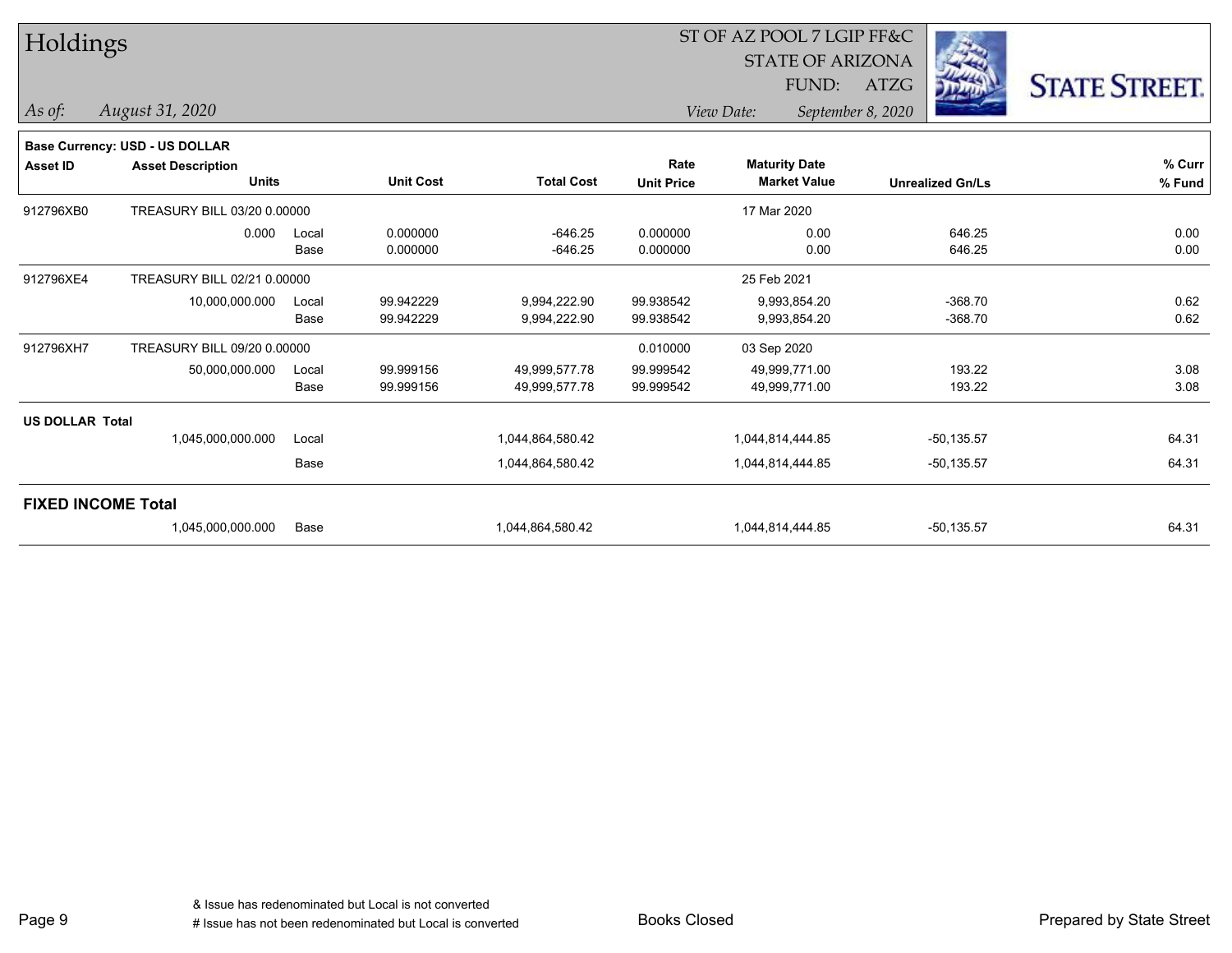# Holdings

ST OF AZ POOL 7 LGIP FF&C
STATE OF ARIZONA
FUND: ATZG

*As of: August 31, 2020*

*View Date: September 8, 2020*

**Base Currency: USD - US DOLLAR**

| Asset ID | Asset Description / Units | | Unit Cost | Total Cost | Rate / Unit Price | Maturity Date / Market Value | Unrealized Gn/Ls | % Curr / % Fund |
|---|---|---|---|---|---|---|---|---|
| 912796XB0 | TREASURY BILL 03/20 0.00000 | | | | | 17 Mar 2020 | | |
| | 0.000 | Local | 0.000000 | -646.25 | 0.000000 | 0.00 | 646.25 | 0.00 |
| | | Base | 0.000000 | -646.25 | 0.000000 | 0.00 | 646.25 | 0.00 |
| 912796XE4 | TREASURY BILL 02/21 0.00000 | | | | | 25 Feb 2021 | | |
| | 10,000,000.000 | Local | 99.942229 | 9,994,222.90 | 99.938542 | 9,993,854.20 | -368.70 | 0.62 |
| | | Base | 99.942229 | 9,994,222.90 | 99.938542 | 9,993,854.20 | -368.70 | 0.62 |
| 912796XH7 | TREASURY BILL 09/20 0.00000 | | | | 0.010000 | 03 Sep 2020 | | |
| | 50,000,000.000 | Local | 99.999156 | 49,999,577.78 | 99.999542 | 49,999,771.00 | 193.22 | 3.08 |
| | | Base | 99.999156 | 49,999,577.78 | 99.999542 | 49,999,771.00 | 193.22 | 3.08 |
| **US DOLLAR Total** | | | | | | | | |
| | 1,045,000,000.000 | Local | | 1,044,864,580.42 | | 1,044,814,444.85 | -50,135.57 | 64.31 |
| | | Base | | 1,044,864,580.42 | | 1,044,814,444.85 | -50,135.57 | 64.31 |
| **FIXED INCOME Total** | | | | | | | | |
| | 1,045,000,000.000 | Base | | 1,044,864,580.42 | | 1,044,814,444.85 | -50,135.57 | 64.31 |

& Issue has redenominated but Local is not converted
# Issue has not been redenominated but Local is converted

Books Closed

Prepared by State Street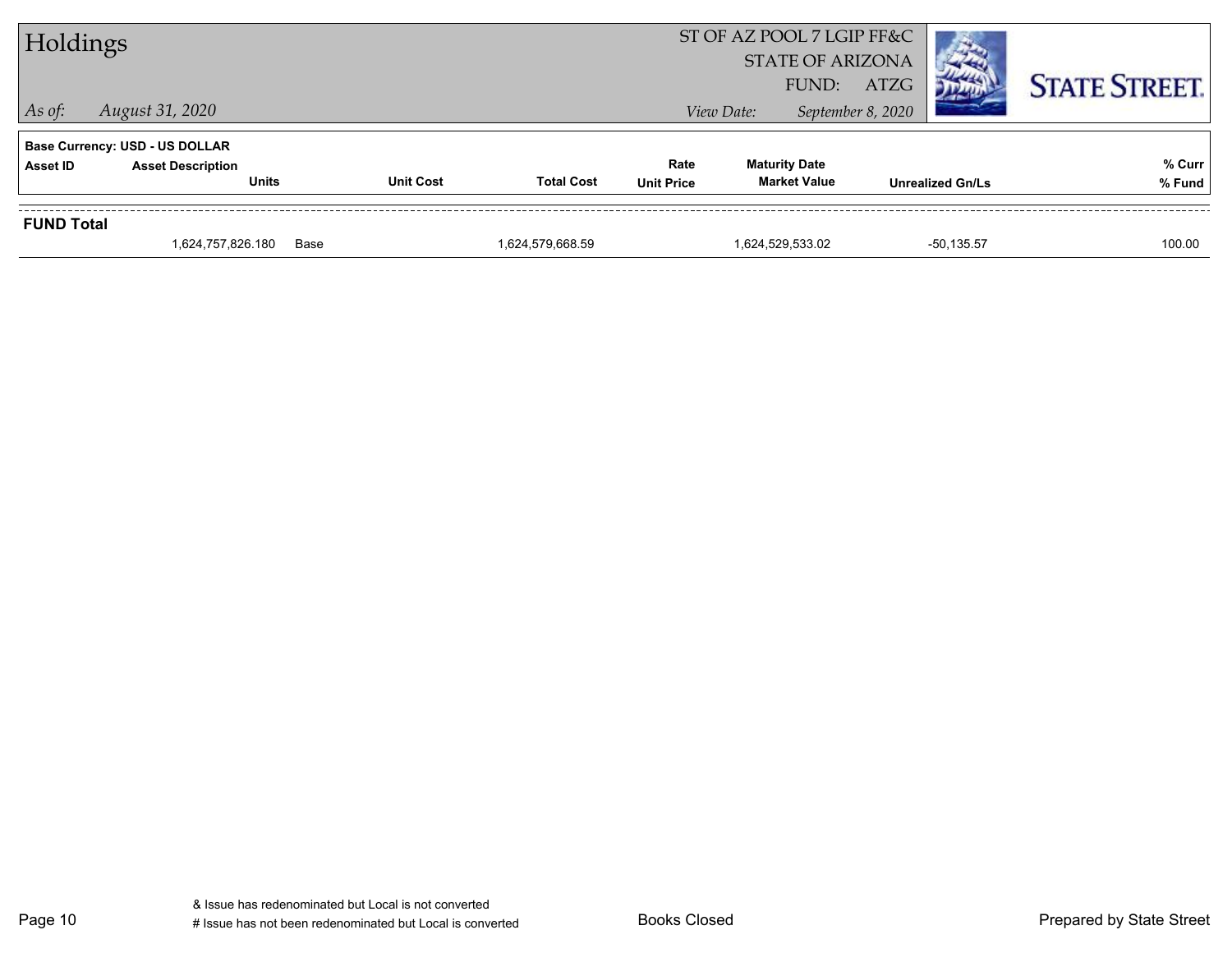# Holdings

ST OF AZ POOL 7 LGIP FF&C
STATE OF ARIZONA
FUND: ATZG

*As of:* *August 31, 2020*

*View Date:* *September 8, 2020*

**Base Currency: USD - US DOLLAR**

| Asset ID | Asset Description / Units | | Unit Cost | Total Cost | Rate / Unit Price | Maturity Date / Market Value | Unrealized Gn/Ls | % Curr / % Fund |
|---|---|---|---|---|---|---|---|---|
| **FUND Total** | | | | | | | | |
| | 1,624,757,826.180 | Base | | 1,624,579,668.59 | | 1,624,529,533.02 | -50,135.57 | 100.00 |

& Issue has redenominated but Local is not converted
# Issue has not been redenominated but Local is converted

Books Closed

Prepared by State Street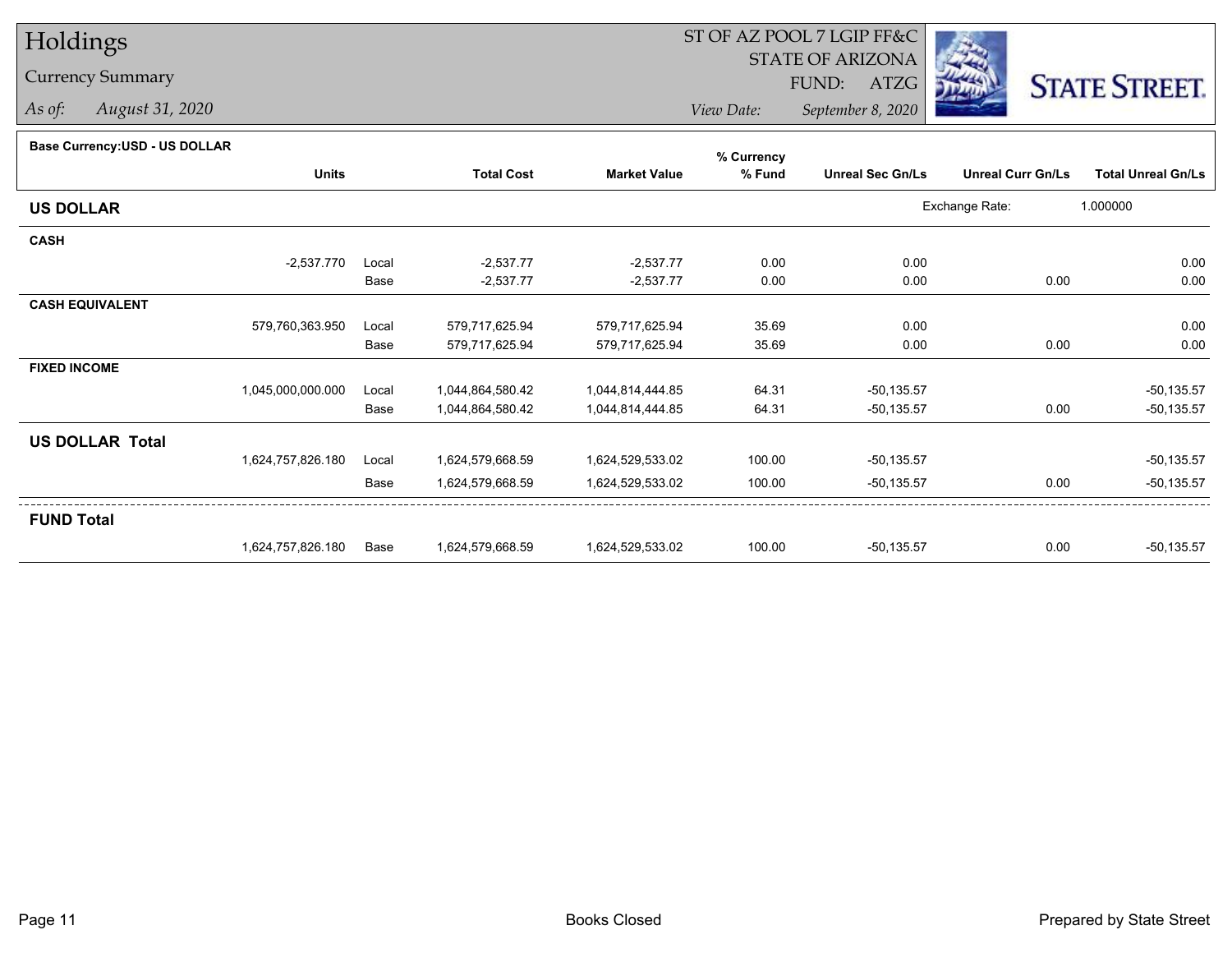# Holdings

## Currency Summary

*As of:* *August 31, 2020*

ST OF AZ POOL 7 LGIP FF&C
STATE OF ARIZONA
FUND: ATZG

*View Date:* *September 8, 2020*

STATE STREET.

**Base Currency:USD - US DOLLAR**

| | Units | | Total Cost | Market Value | % Currency % Fund | Unreal Sec Gn/Ls | Unreal Curr Gn/Ls | Total Unreal Gn/Ls |
|---|---|---|---|---|---|---|---|---|
| **US DOLLAR** | | | | | | Exchange Rate: | 1.000000 | |
| **CASH** | | | | | | | | |
| | -2,537.770 | Local | -2,537.77 | -2,537.77 | 0.00 | 0.00 | | 0.00 |
| | | Base | -2,537.77 | -2,537.77 | 0.00 | 0.00 | 0.00 | 0.00 |
| **CASH EQUIVALENT** | | | | | | | | |
| | 579,760,363.950 | Local | 579,717,625.94 | 579,717,625.94 | 35.69 | 0.00 | | 0.00 |
| | | Base | 579,717,625.94 | 579,717,625.94 | 35.69 | 0.00 | 0.00 | 0.00 |
| **FIXED INCOME** | | | | | | | | |
| | 1,045,000,000.000 | Local | 1,044,864,580.42 | 1,044,814,444.85 | 64.31 | -50,135.57 | | -50,135.57 |
| | | Base | 1,044,864,580.42 | 1,044,814,444.85 | 64.31 | -50,135.57 | 0.00 | -50,135.57 |
| **US DOLLAR Total** | | | | | | | | |
| | 1,624,757,826.180 | Local | 1,624,579,668.59 | 1,624,529,533.02 | 100.00 | -50,135.57 | | -50,135.57 |
| | | Base | 1,624,579,668.59 | 1,624,529,533.02 | 100.00 | -50,135.57 | 0.00 | -50,135.57 |
| **FUND Total** | | | | | | | | |
| | 1,624,757,826.180 | Base | 1,624,579,668.59 | 1,624,529,533.02 | 100.00 | -50,135.57 | 0.00 | -50,135.57 |

Books Closed

Prepared by State Street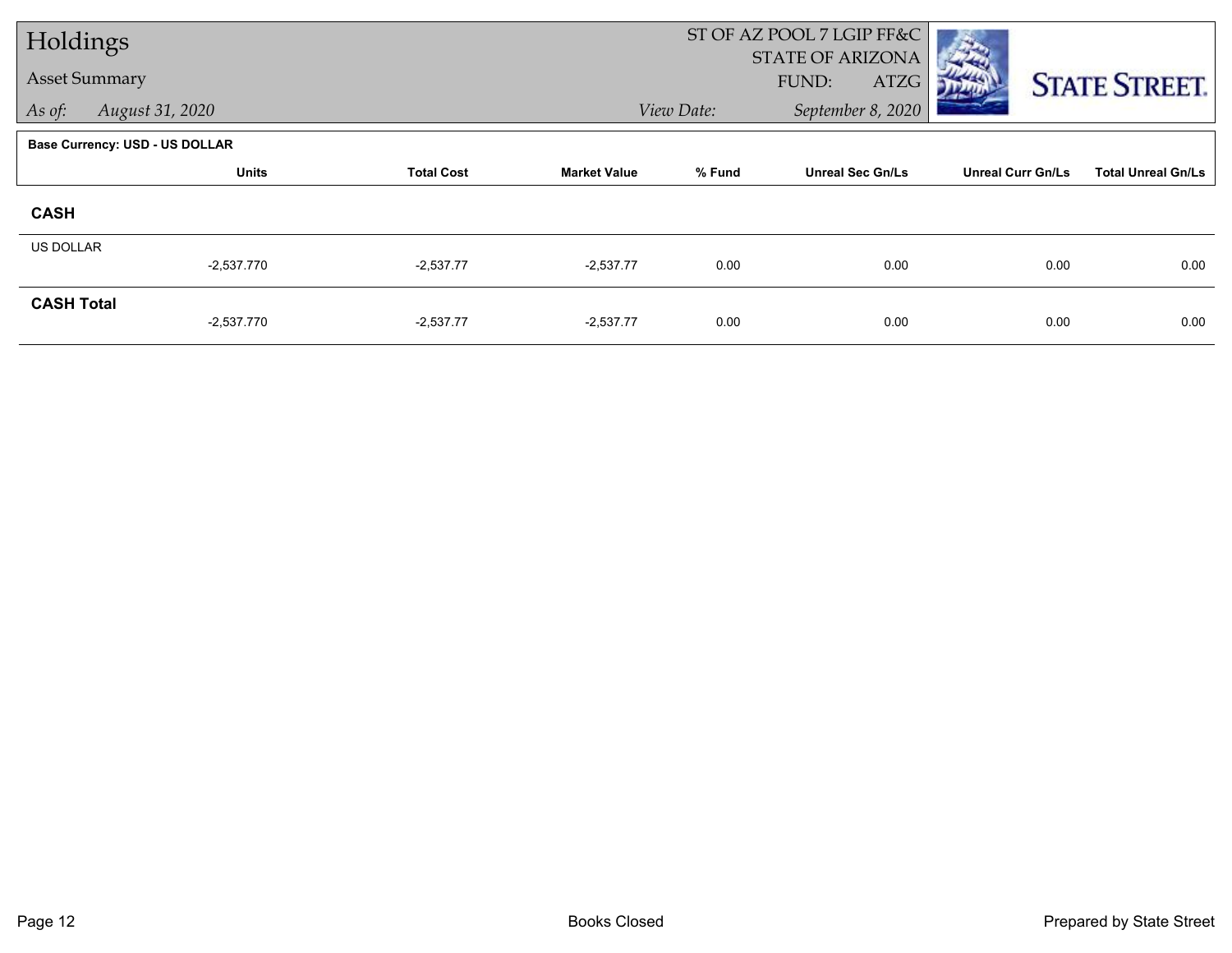# Holdings

Asset Summary

*As of: August 31, 2020*

ST OF AZ POOL 7 LGIP FF&C
STATE OF ARIZONA
FUND: ATZG

*View Date: September 8, 2020*

**Base Currency: USD - US DOLLAR**

| | Units | Total Cost | Market Value | % Fund | Unreal Sec Gn/Ls | Unreal Curr Gn/Ls | Total Unreal Gn/Ls |
|---|---|---|---|---|---|---|---|
| **CASH** | | | | | | | |
| US DOLLAR | -2,537.770 | -2,537.77 | -2,537.77 | 0.00 | 0.00 | 0.00 | 0.00 |
| **CASH Total** | -2,537.770 | -2,537.77 | -2,537.77 | 0.00 | 0.00 | 0.00 | 0.00 |

Books Closed

Prepared by State Street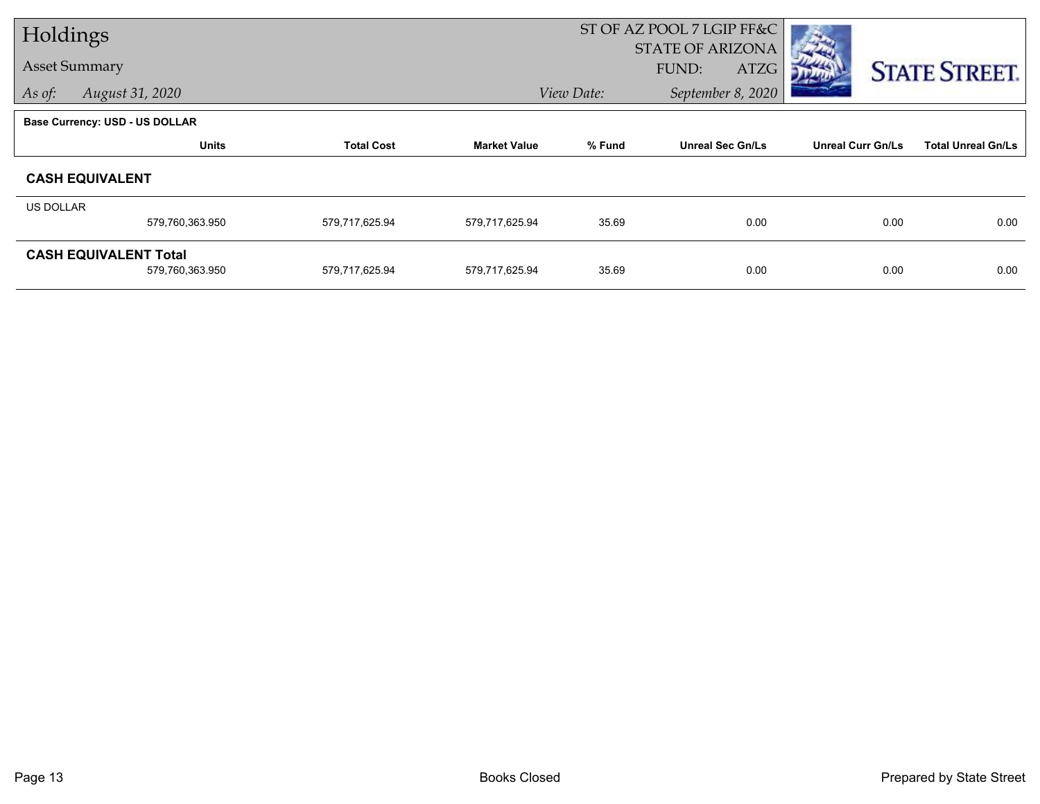# Holdings

## Asset Summary

*As of:* *August 31, 2020*

ST OF AZ POOL 7 LGIP FF&C
STATE OF ARIZONA
FUND: ATZG

*View Date:* *September 8, 2020*

STATE STREET.

**Base Currency: USD - US DOLLAR**

| | Units | Total Cost | Market Value | % Fund | Unreal Sec Gn/Ls | Unreal Curr Gn/Ls | Total Unreal Gn/Ls |
|---|---|---|---|---|---|---|---|
| **CASH EQUIVALENT** | | | | | | | |
| US DOLLAR | 579,760,363.950 | 579,717,625.94 | 579,717,625.94 | 35.69 | 0.00 | 0.00 | 0.00 |
| **CASH EQUIVALENT Total** | 579,760,363.950 | 579,717,625.94 | 579,717,625.94 | 35.69 | 0.00 | 0.00 | 0.00 |

Books Closed

Prepared by State Street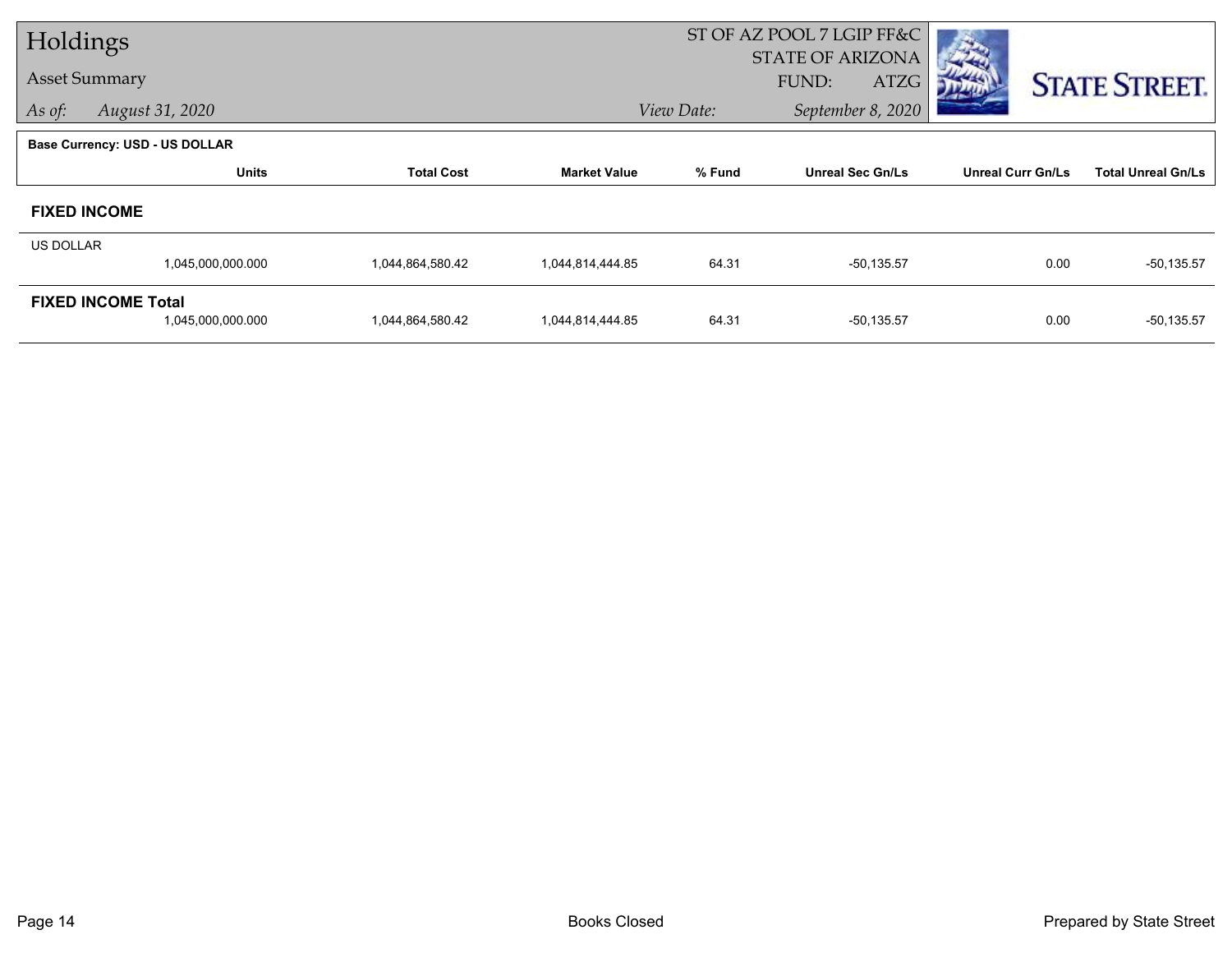# Holdings

## Asset Summary

*As of:* *August 31, 2020*

ST OF AZ POOL 7 LGIP FF&C
STATE OF ARIZONA
FUND: ATZG

*View Date:* *September 8, 2020*

STATE STREET.

**Base Currency: USD - US DOLLAR**

| | Units | Total Cost | Market Value | % Fund | Unreal Sec Gn/Ls | Unreal Curr Gn/Ls | Total Unreal Gn/Ls |
|---|---|---|---|---|---|---|---|
| **FIXED INCOME** | | | | | | | |
| US DOLLAR | 1,045,000,000.000 | 1,044,864,580.42 | 1,044,814,444.85 | 64.31 | -50,135.57 | 0.00 | -50,135.57 |
| **FIXED INCOME Total** | 1,045,000,000.000 | 1,044,864,580.42 | 1,044,814,444.85 | 64.31 | -50,135.57 | 0.00 | -50,135.57 |

Books Closed

Prepared by State Street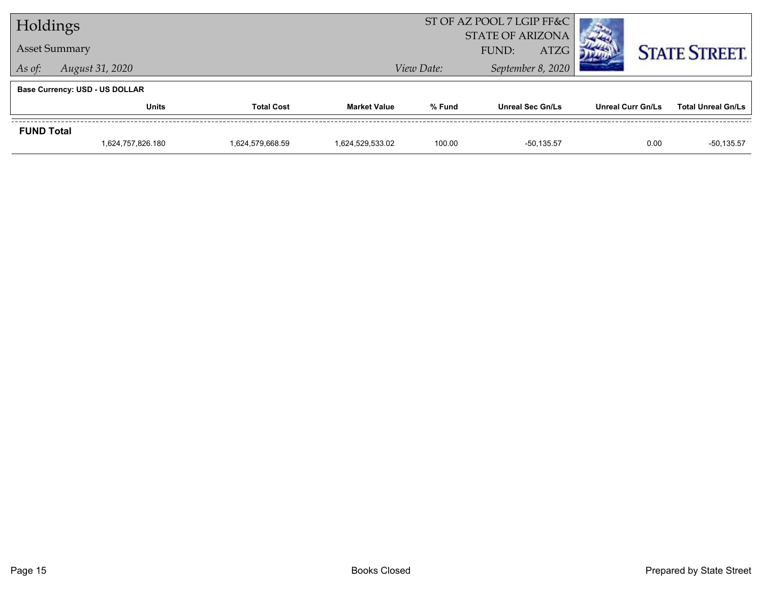# Holdings

## Asset Summary

*As of:* *August 31, 2020*

ST OF AZ POOL 7 LGIP FF&C
STATE OF ARIZONA
FUND: ATZG

*View Date:* *September 8, 2020*

STATE STREET.

**Base Currency: USD - US DOLLAR**

| | Units | Total Cost | Market Value | % Fund | Unreal Sec Gn/Ls | Unreal Curr Gn/Ls | Total Unreal Gn/Ls |
|---|---|---|---|---|---|---|---|
| **FUND Total** | 1,624,757,826.180 | 1,624,579,668.59 | 1,624,529,533.02 | 100.00 | -50,135.57 | 0.00 | -50,135.57 |

Books Closed

Prepared by State Street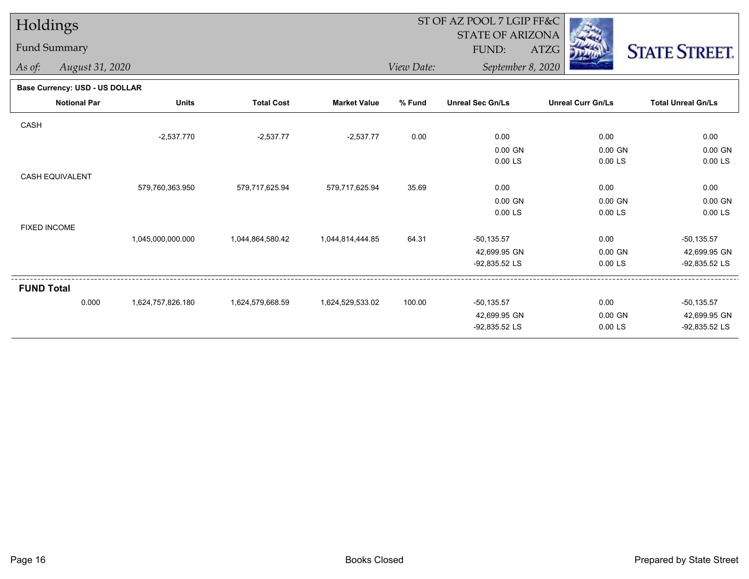# Holdings

Fund Summary

*As of: August 31, 2020*

ST OF AZ POOL 7 LGIP FF&C
STATE OF ARIZONA
FUND: ATZG

*View Date: September 8, 2020*

**Base Currency: USD - US DOLLAR**

| Notional Par | Units | Total Cost | Market Value | % Fund | Unreal Sec Gn/Ls | Unreal Curr Gn/Ls | Total Unreal Gn/Ls |
|---|---|---|---|---|---|---|---|
| CASH | | | | | | | |
| | -2,537.770 | -2,537.77 | -2,537.77 | 0.00 | 0.00 | 0.00 | 0.00 |
| | | | | | 0.00 GN | 0.00 GN | 0.00 GN |
| | | | | | 0.00 LS | 0.00 LS | 0.00 LS |
| CASH EQUIVALENT | | | | | | | |
| | 579,760,363.950 | 579,717,625.94 | 579,717,625.94 | 35.69 | 0.00 | 0.00 | 0.00 |
| | | | | | 0.00 GN | 0.00 GN | 0.00 GN |
| | | | | | 0.00 LS | 0.00 LS | 0.00 LS |
| FIXED INCOME | | | | | | | |
| | 1,045,000,000.000 | 1,044,864,580.42 | 1,044,814,444.85 | 64.31 | -50,135.57 | 0.00 | -50,135.57 |
| | | | | | 42,699.95 GN | 0.00 GN | 42,699.95 GN |
| | | | | | -92,835.52 LS | 0.00 LS | -92,835.52 LS |
| **FUND Total** | | | | | | | |
| 0.000 | 1,624,757,826.180 | 1,624,579,668.59 | 1,624,529,533.02 | 100.00 | -50,135.57 | 0.00 | -50,135.57 |
| | | | | | 42,699.95 GN | 0.00 GN | 42,699.95 GN |
| | | | | | -92,835.52 LS | 0.00 LS | -92,835.52 LS |

Books Closed

Prepared by State Street